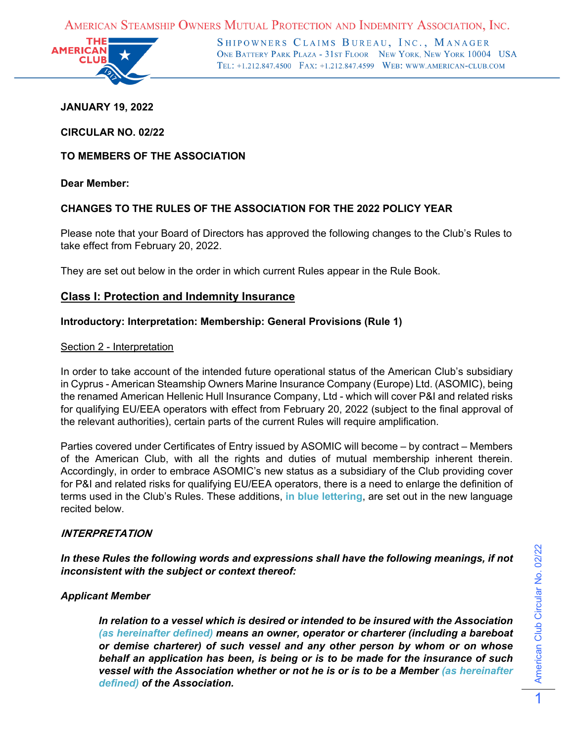AMERICAN STEAMSHIP OWNERS MUTUAL PROTECTION AND INDEMNITY ASSOCIATION, INC.

SHIPOWNERS CLAIMS BUREAU, INC., MANAGER
ONE BATTERY PARK PLAZA - 31ST FLOOR NEW YORK, NEW YORK 10004 USA
TEL: +1.212.847.4500 FAX: +1.212.847.4599 WEB: WWW.AMERICAN-CLUB.COM

**JANUARY 19, 2022**

**CIRCULAR NO. 02/22**

**TO MEMBERS OF THE ASSOCIATION**

**Dear Member:**

**CHANGES TO THE RULES OF THE ASSOCIATION FOR THE 2022 POLICY YEAR**

Please note that your Board of Directors has approved the following changes to the Club's Rules to take effect from February 20, 2022.

They are set out below in the order in which current Rules appear in the Rule Book.

## Class I: Protection and Indemnity Insurance

### Introductory: Interpretation: Membership: General Provisions (Rule 1)

Section 2 - Interpretation

In order to take account of the intended future operational status of the American Club's subsidiary in Cyprus - American Steamship Owners Marine Insurance Company (Europe) Ltd. (ASOMIC), being the renamed American Hellenic Hull Insurance Company, Ltd - which will cover P&I and related risks for qualifying EU/EEA operators with effect from February 20, 2022 (subject to the final approval of the relevant authorities), certain parts of the current Rules will require amplification.

Parties covered under Certificates of Entry issued by ASOMIC will become – by contract – Members of the American Club, with all the rights and duties of mutual membership inherent therein. Accordingly, in order to embrace ASOMIC's new status as a subsidiary of the Club providing cover for P&I and related risks for qualifying EU/EEA operators, there is a need to enlarge the definition of terms used in the Club's Rules. These additions, **in blue lettering**, are set out in the new language recited below.

***INTERPRETATION***

***In these Rules the following words and expressions shall have the following meanings, if not inconsistent with the subject or context thereof:***

***Applicant Member***

> ***In relation to a vessel which is desired or intended to be insured with the Association (as hereinafter defined) means an owner, operator or charterer (including a bareboat or demise charterer) of such vessel and any other person by whom or on whose behalf an application has been, is being or is to be made for the insurance of such vessel with the Association whether or not he is or is to be a Member (as hereinafter defined) of the Association.***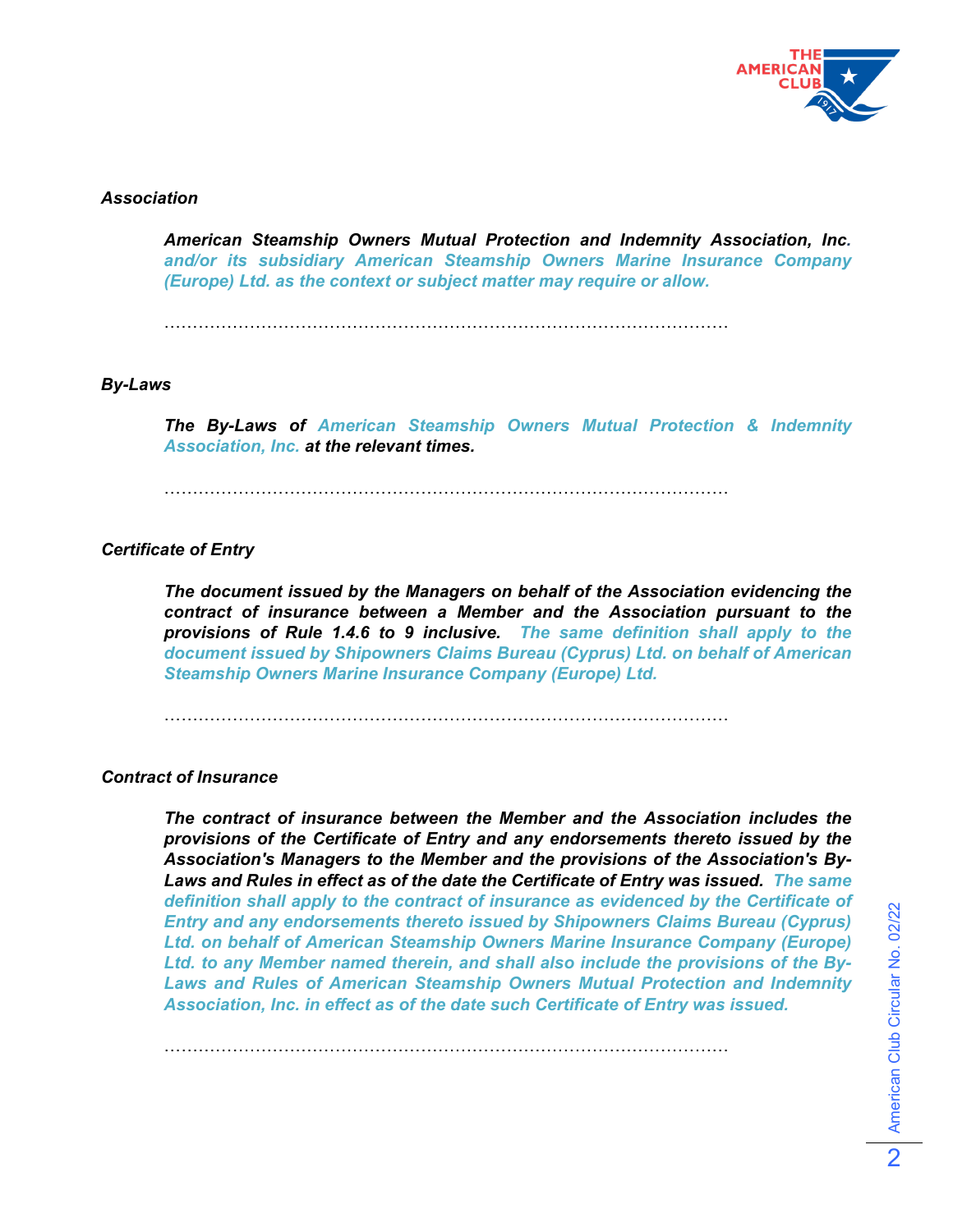*Association*

> ***American Steamship Owners Mutual Protection and Indemnity Association, Inc. and/or its subsidiary American Steamship Owners Marine Insurance Company (Europe) Ltd. as the context or subject matter may require or allow.***
>
> ………………………………………………………………………………………

*By-Laws*

> ***The By-Laws of American Steamship Owners Mutual Protection & Indemnity Association, Inc. at the relevant times.***
>
> ………………………………………………………………………………………

*Certificate of Entry*

> ***The document issued by the Managers on behalf of the Association evidencing the contract of insurance between a Member and the Association pursuant to the provisions of Rule 1.4.6 to 9 inclusive. The same definition shall apply to the document issued by Shipowners Claims Bureau (Cyprus) Ltd. on behalf of American Steamship Owners Marine Insurance Company (Europe) Ltd.***
>
> ………………………………………………………………………………………

*Contract of Insurance*

> ***The contract of insurance between the Member and the Association includes the provisions of the Certificate of Entry and any endorsements thereto issued by the Association's Managers to the Member and the provisions of the Association's By-Laws and Rules in effect as of the date the Certificate of Entry was issued. The same definition shall apply to the contract of insurance as evidenced by the Certificate of Entry and any endorsements thereto issued by Shipowners Claims Bureau (Cyprus) Ltd. on behalf of American Steamship Owners Marine Insurance Company (Europe) Ltd. to any Member named therein, and shall also include the provisions of the By-Laws and Rules of American Steamship Owners Mutual Protection and Indemnity Association, Inc. in effect as of the date such Certificate of Entry was issued.***
>
> ………………………………………………………………………………………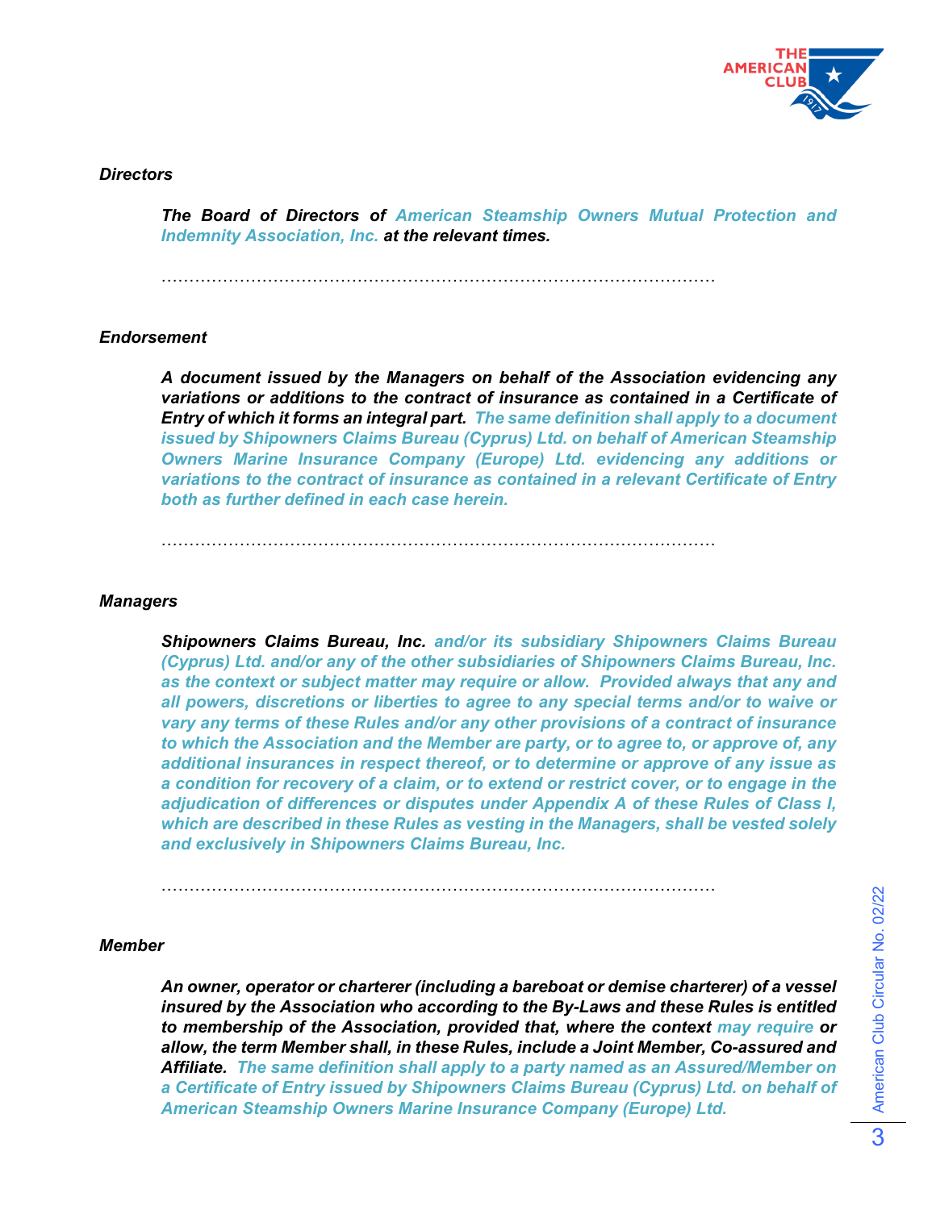*Directors*

> ***The Board of Directors of American Steamship Owners Mutual Protection and Indemnity Association, Inc. at the relevant times.***
>
> ……………………………………………………………………………………

*Endorsement*

> ***A document issued by the Managers on behalf of the Association evidencing any variations or additions to the contract of insurance as contained in a Certificate of Entry of which it forms an integral part. The same definition shall apply to a document issued by Shipowners Claims Bureau (Cyprus) Ltd. on behalf of American Steamship Owners Marine Insurance Company (Europe) Ltd. evidencing any additions or variations to the contract of insurance as contained in a relevant Certificate of Entry both as further defined in each case herein.***
>
> ……………………………………………………………………………………

*Managers*

> ***Shipowners Claims Bureau, Inc. and/or its subsidiary Shipowners Claims Bureau (Cyprus) Ltd. and/or any of the other subsidiaries of Shipowners Claims Bureau, Inc. as the context or subject matter may require or allow. Provided always that any and all powers, discretions or liberties to agree to any special terms and/or to waive or vary any terms of these Rules and/or any other provisions of a contract of insurance to which the Association and the Member are party, or to agree to, or approve of, any additional insurances in respect thereof, or to determine or approve of any issue as a condition for recovery of a claim, or to extend or restrict cover, or to engage in the adjudication of differences or disputes under Appendix A of these Rules of Class I, which are described in these Rules as vesting in the Managers, shall be vested solely and exclusively in Shipowners Claims Bureau, Inc.***
>
> ……………………………………………………………………………………

*Member*

> ***An owner, operator or charterer (including a bareboat or demise charterer) of a vessel insured by the Association who according to the By-Laws and these Rules is entitled to membership of the Association, provided that, where the context may require or allow, the term Member shall, in these Rules, include a Joint Member, Co-assured and Affiliate. The same definition shall apply to a party named as an Assured/Member on a Certificate of Entry issued by Shipowners Claims Bureau (Cyprus) Ltd. on behalf of American Steamship Owners Marine Insurance Company (Europe) Ltd.***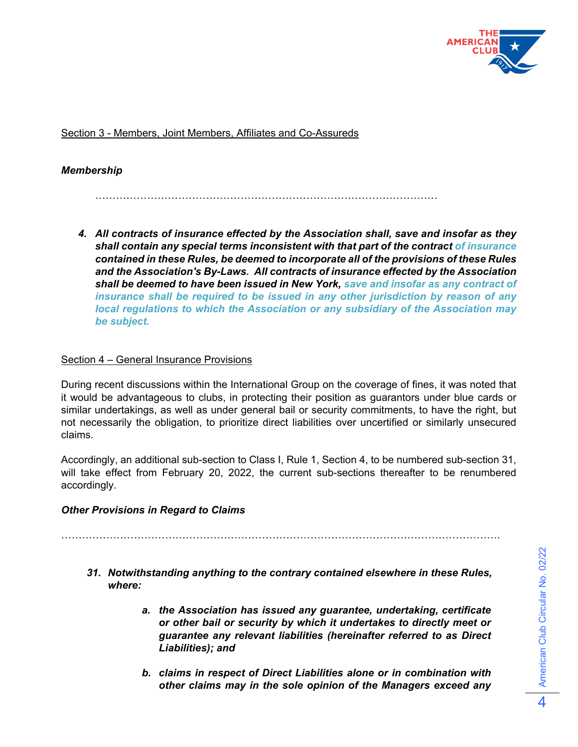<u>Section 3 - Members, Joint Members, Affiliates and Co-Assureds</u>

***Membership***

…………………………………………………………………………………………

4. ***All contracts of insurance effected by the Association shall, save and insofar as they shall contain any special terms inconsistent with that part of the contract of insurance contained in these Rules, be deemed to incorporate all of the provisions of these Rules and the Association's By-Laws. All contracts of insurance effected by the Association shall be deemed to have been issued in New York, save and insofar as any contract of insurance shall be required to be issued in any other jurisdiction by reason of any local regulations to which the Association or any subsidiary of the Association may be subject.***

<u>Section 4 – General Insurance Provisions</u>

During recent discussions within the International Group on the coverage of fines, it was noted that it would be advantageous to clubs, in protecting their position as guarantors under blue cards or similar undertakings, as well as under general bail or security commitments, to have the right, but not necessarily the obligation, to prioritize direct liabilities over uncertified or similarly unsecured claims.

Accordingly, an additional sub-section to Class I, Rule 1, Section 4, to be numbered sub-section 31, will take effect from February 20, 2022, the current sub-sections thereafter to be renumbered accordingly.

***Other Provisions in Regard to Claims***

……………………………………………………………………………………………………………….

31. ***Notwithstanding anything to the contrary contained elsewhere in these Rules, where:***

    a. ***the Association has issued any guarantee, undertaking, certificate or other bail or security by which it undertakes to directly meet or guarantee any relevant liabilities (hereinafter referred to as Direct Liabilities); and***

    b. ***claims in respect of Direct Liabilities alone or in combination with other claims may in the sole opinion of the Managers exceed any***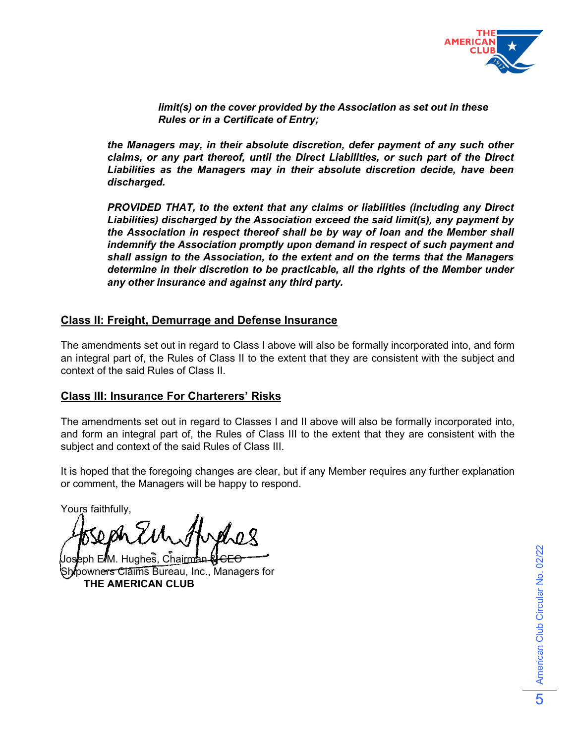***limit(s) on the cover provided by the Association as set out in these Rules or in a Certificate of Entry;***

***the Managers may, in their absolute discretion, defer payment of any such other claims, or any part thereof, until the Direct Liabilities, or such part of the Direct Liabilities as the Managers may in their absolute discretion decide, have been discharged.***

***PROVIDED THAT, to the extent that any claims or liabilities (including any Direct Liabilities) discharged by the Association exceed the said limit(s), any payment by the Association in respect thereof shall be by way of loan and the Member shall indemnify the Association promptly upon demand in respect of such payment and shall assign to the Association, to the extent and on the terms that the Managers determine in their discretion to be practicable, all the rights of the Member under any other insurance and against any third party.***

## Class II: Freight, Demurrage and Defense Insurance

The amendments set out in regard to Class I above will also be formally incorporated into, and form an integral part of, the Rules of Class II to the extent that they are consistent with the subject and context of the said Rules of Class II.

## Class III: Insurance For Charterers' Risks

The amendments set out in regard to Classes I and II above will also be formally incorporated into, and form an integral part of, the Rules of Class III to the extent that they are consistent with the subject and context of the said Rules of Class III.

It is hoped that the foregoing changes are clear, but if any Member requires any further explanation or comment, the Managers will be happy to respond.

Yours faithfully,

Joseph E.M. Hughes, Chairman & CEO
Shipowners Claims Bureau, Inc., Managers for
**THE AMERICAN CLUB**